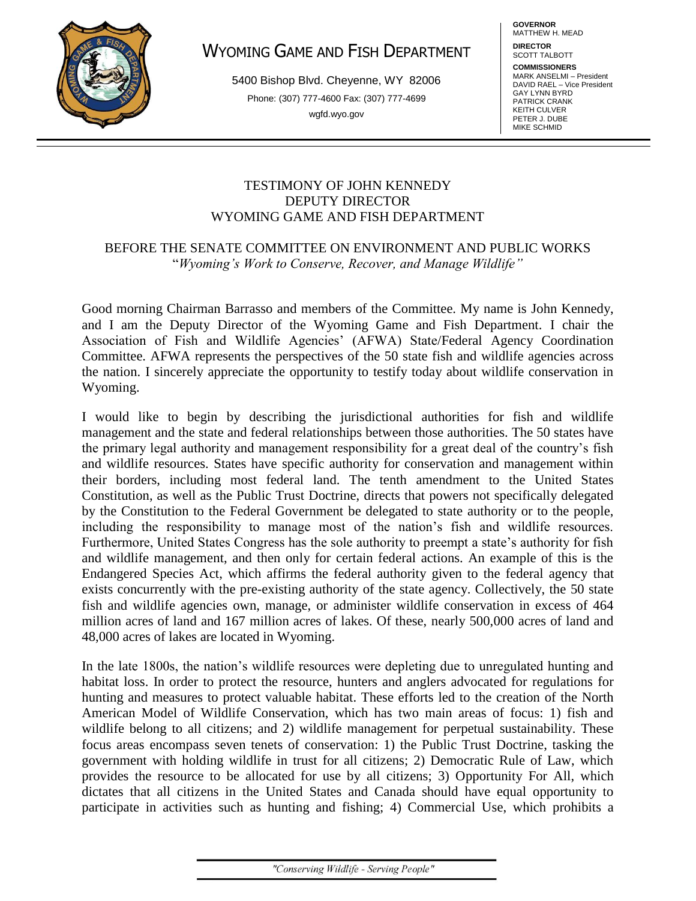# WYOMING GAME AND FISH DEPARTMENT

5400 Bishop Blvd. Cheyenne, WY 82006

Phone: (307) 777-4600 Fax: (307) 777-4699

wgfd.wyo.gov

**GOVERNOR**
MATTHEW H. MEAD

**DIRECTOR**
SCOTT TALBOTT

**COMMISSIONERS**
MARK ANSELMI – President
DAVID RAEL – Vice President
GAY LYNN BYRD
PATRICK CRANK
KEITH CULVER
PETER J. DUBE
MIKE SCHMID

TESTIMONY OF JOHN KENNEDY
DEPUTY DIRECTOR
WYOMING GAME AND FISH DEPARTMENT

BEFORE THE SENATE COMMITTEE ON ENVIRONMENT AND PUBLIC WORKS
"*Wyoming's Work to Conserve, Recover, and Manage Wildlife"*

Good morning Chairman Barrasso and members of the Committee. My name is John Kennedy, and I am the Deputy Director of the Wyoming Game and Fish Department. I chair the Association of Fish and Wildlife Agencies' (AFWA) State/Federal Agency Coordination Committee. AFWA represents the perspectives of the 50 state fish and wildlife agencies across the nation. I sincerely appreciate the opportunity to testify today about wildlife conservation in Wyoming.

I would like to begin by describing the jurisdictional authorities for fish and wildlife management and the state and federal relationships between those authorities. The 50 states have the primary legal authority and management responsibility for a great deal of the country's fish and wildlife resources. States have specific authority for conservation and management within their borders, including most federal land. The tenth amendment to the United States Constitution, as well as the Public Trust Doctrine, directs that powers not specifically delegated by the Constitution to the Federal Government be delegated to state authority or to the people, including the responsibility to manage most of the nation's fish and wildlife resources. Furthermore, United States Congress has the sole authority to preempt a state's authority for fish and wildlife management, and then only for certain federal actions. An example of this is the Endangered Species Act, which affirms the federal authority given to the federal agency that exists concurrently with the pre-existing authority of the state agency. Collectively, the 50 state fish and wildlife agencies own, manage, or administer wildlife conservation in excess of 464 million acres of land and 167 million acres of lakes. Of these, nearly 500,000 acres of land and 48,000 acres of lakes are located in Wyoming.

In the late 1800s, the nation's wildlife resources were depleting due to unregulated hunting and habitat loss. In order to protect the resource, hunters and anglers advocated for regulations for hunting and measures to protect valuable habitat. These efforts led to the creation of the North American Model of Wildlife Conservation, which has two main areas of focus: 1) fish and wildlife belong to all citizens; and 2) wildlife management for perpetual sustainability. These focus areas encompass seven tenets of conservation: 1) the Public Trust Doctrine, tasking the government with holding wildlife in trust for all citizens; 2) Democratic Rule of Law, which provides the resource to be allocated for use by all citizens; 3) Opportunity For All, which dictates that all citizens in the United States and Canada should have equal opportunity to participate in activities such as hunting and fishing; 4) Commercial Use, which prohibits a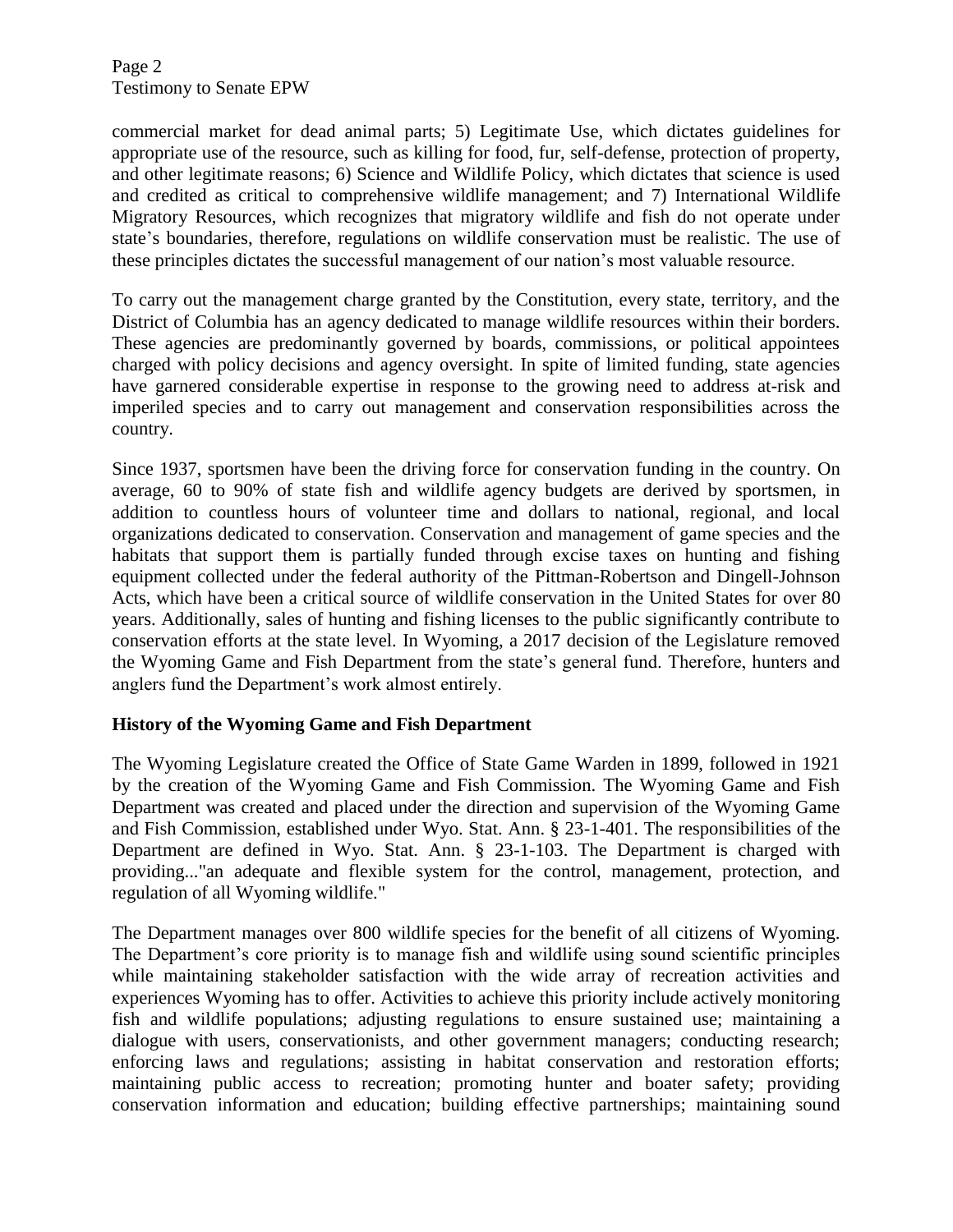commercial market for dead animal parts; 5) Legitimate Use, which dictates guidelines for appropriate use of the resource, such as killing for food, fur, self-defense, protection of property, and other legitimate reasons; 6) Science and Wildlife Policy, which dictates that science is used and credited as critical to comprehensive wildlife management; and 7) International Wildlife Migratory Resources, which recognizes that migratory wildlife and fish do not operate under state's boundaries, therefore, regulations on wildlife conservation must be realistic. The use of these principles dictates the successful management of our nation's most valuable resource.

To carry out the management charge granted by the Constitution, every state, territory, and the District of Columbia has an agency dedicated to manage wildlife resources within their borders. These agencies are predominantly governed by boards, commissions, or political appointees charged with policy decisions and agency oversight. In spite of limited funding, state agencies have garnered considerable expertise in response to the growing need to address at-risk and imperiled species and to carry out management and conservation responsibilities across the country.

Since 1937, sportsmen have been the driving force for conservation funding in the country. On average, 60 to 90% of state fish and wildlife agency budgets are derived by sportsmen, in addition to countless hours of volunteer time and dollars to national, regional, and local organizations dedicated to conservation. Conservation and management of game species and the habitats that support them is partially funded through excise taxes on hunting and fishing equipment collected under the federal authority of the Pittman-Robertson and Dingell-Johnson Acts, which have been a critical source of wildlife conservation in the United States for over 80 years. Additionally, sales of hunting and fishing licenses to the public significantly contribute to conservation efforts at the state level. In Wyoming, a 2017 decision of the Legislature removed the Wyoming Game and Fish Department from the state's general fund. Therefore, hunters and anglers fund the Department's work almost entirely.

**History of the Wyoming Game and Fish Department**

The Wyoming Legislature created the Office of State Game Warden in 1899, followed in 1921 by the creation of the Wyoming Game and Fish Commission. The Wyoming Game and Fish Department was created and placed under the direction and supervision of the Wyoming Game and Fish Commission, established under Wyo. Stat. Ann. § 23-1-401. The responsibilities of the Department are defined in Wyo. Stat. Ann. § 23-1-103. The Department is charged with providing..."an adequate and flexible system for the control, management, protection, and regulation of all Wyoming wildlife."

The Department manages over 800 wildlife species for the benefit of all citizens of Wyoming. The Department's core priority is to manage fish and wildlife using sound scientific principles while maintaining stakeholder satisfaction with the wide array of recreation activities and experiences Wyoming has to offer. Activities to achieve this priority include actively monitoring fish and wildlife populations; adjusting regulations to ensure sustained use; maintaining a dialogue with users, conservationists, and other government managers; conducting research; enforcing laws and regulations; assisting in habitat conservation and restoration efforts; maintaining public access to recreation; promoting hunter and boater safety; providing conservation information and education; building effective partnerships; maintaining sound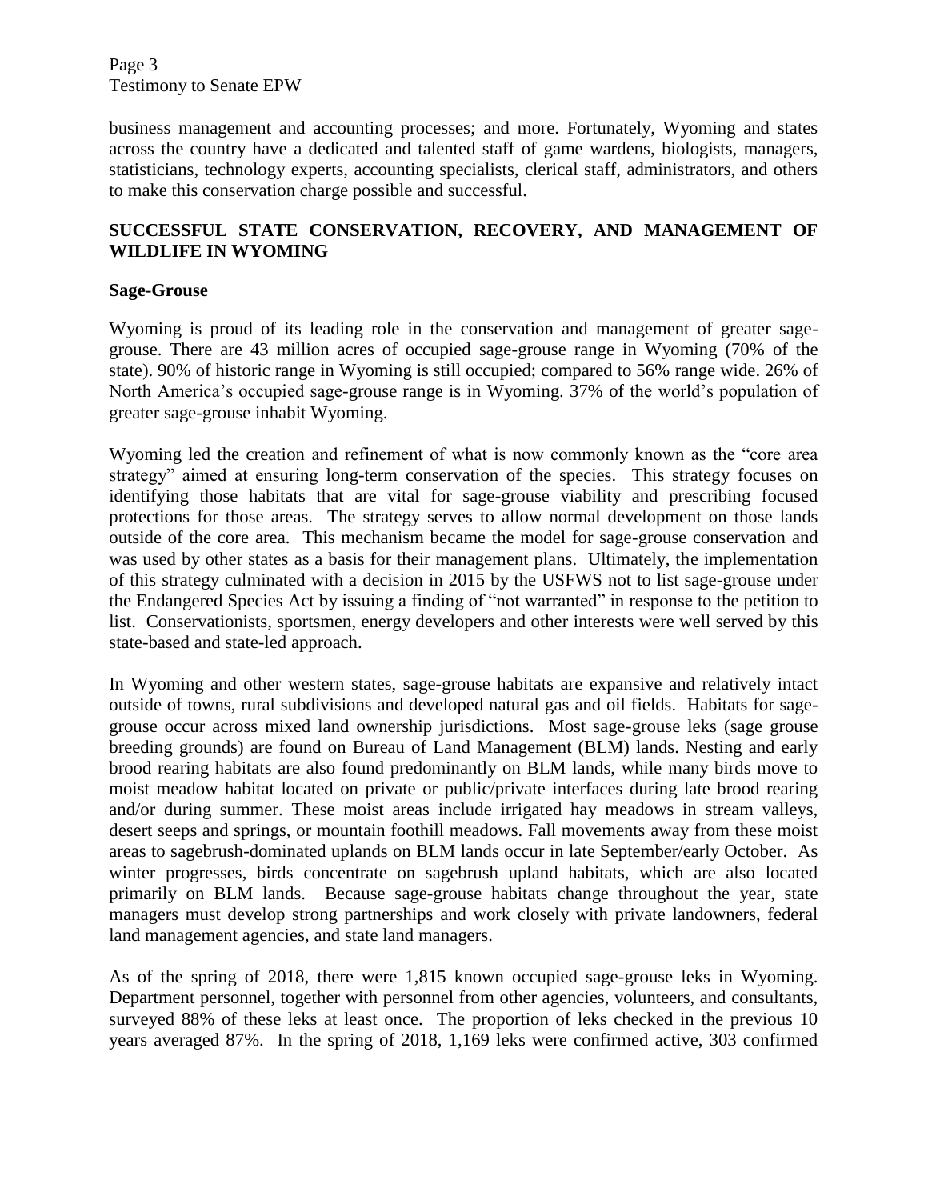business management and accounting processes; and more. Fortunately, Wyoming and states across the country have a dedicated and talented staff of game wardens, biologists, managers, statisticians, technology experts, accounting specialists, clerical staff, administrators, and others to make this conservation charge possible and successful.

## SUCCESSFUL STATE CONSERVATION, RECOVERY, AND MANAGEMENT OF WILDLIFE IN WYOMING

### Sage-Grouse

Wyoming is proud of its leading role in the conservation and management of greater sage-grouse. There are 43 million acres of occupied sage-grouse range in Wyoming (70% of the state). 90% of historic range in Wyoming is still occupied; compared to 56% range wide. 26% of North America's occupied sage-grouse range is in Wyoming. 37% of the world's population of greater sage-grouse inhabit Wyoming.

Wyoming led the creation and refinement of what is now commonly known as the "core area strategy" aimed at ensuring long-term conservation of the species. This strategy focuses on identifying those habitats that are vital for sage-grouse viability and prescribing focused protections for those areas. The strategy serves to allow normal development on those lands outside of the core area. This mechanism became the model for sage-grouse conservation and was used by other states as a basis for their management plans. Ultimately, the implementation of this strategy culminated with a decision in 2015 by the USFWS not to list sage-grouse under the Endangered Species Act by issuing a finding of "not warranted" in response to the petition to list. Conservationists, sportsmen, energy developers and other interests were well served by this state-based and state-led approach.

In Wyoming and other western states, sage-grouse habitats are expansive and relatively intact outside of towns, rural subdivisions and developed natural gas and oil fields. Habitats for sage-grouse occur across mixed land ownership jurisdictions. Most sage-grouse leks (sage grouse breeding grounds) are found on Bureau of Land Management (BLM) lands. Nesting and early brood rearing habitats are also found predominantly on BLM lands, while many birds move to moist meadow habitat located on private or public/private interfaces during late brood rearing and/or during summer. These moist areas include irrigated hay meadows in stream valleys, desert seeps and springs, or mountain foothill meadows. Fall movements away from these moist areas to sagebrush-dominated uplands on BLM lands occur in late September/early October. As winter progresses, birds concentrate on sagebrush upland habitats, which are also located primarily on BLM lands. Because sage-grouse habitats change throughout the year, state managers must develop strong partnerships and work closely with private landowners, federal land management agencies, and state land managers.

As of the spring of 2018, there were 1,815 known occupied sage-grouse leks in Wyoming. Department personnel, together with personnel from other agencies, volunteers, and consultants, surveyed 88% of these leks at least once. The proportion of leks checked in the previous 10 years averaged 87%. In the spring of 2018, 1,169 leks were confirmed active, 303 confirmed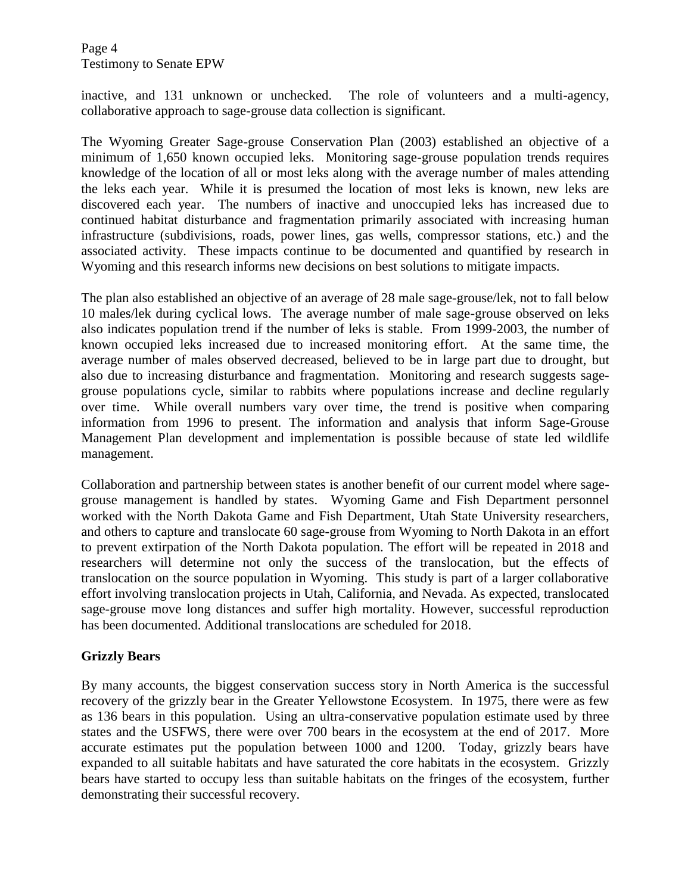inactive, and 131 unknown or unchecked. The role of volunteers and a multi-agency, collaborative approach to sage-grouse data collection is significant.

The Wyoming Greater Sage-grouse Conservation Plan (2003) established an objective of a minimum of 1,650 known occupied leks. Monitoring sage-grouse population trends requires knowledge of the location of all or most leks along with the average number of males attending the leks each year. While it is presumed the location of most leks is known, new leks are discovered each year. The numbers of inactive and unoccupied leks has increased due to continued habitat disturbance and fragmentation primarily associated with increasing human infrastructure (subdivisions, roads, power lines, gas wells, compressor stations, etc.) and the associated activity. These impacts continue to be documented and quantified by research in Wyoming and this research informs new decisions on best solutions to mitigate impacts.

The plan also established an objective of an average of 28 male sage-grouse/lek, not to fall below 10 males/lek during cyclical lows. The average number of male sage-grouse observed on leks also indicates population trend if the number of leks is stable. From 1999-2003, the number of known occupied leks increased due to increased monitoring effort. At the same time, the average number of males observed decreased, believed to be in large part due to drought, but also due to increasing disturbance and fragmentation. Monitoring and research suggests sage-grouse populations cycle, similar to rabbits where populations increase and decline regularly over time. While overall numbers vary over time, the trend is positive when comparing information from 1996 to present. The information and analysis that inform Sage-Grouse Management Plan development and implementation is possible because of state led wildlife management.

Collaboration and partnership between states is another benefit of our current model where sage-grouse management is handled by states. Wyoming Game and Fish Department personnel worked with the North Dakota Game and Fish Department, Utah State University researchers, and others to capture and translocate 60 sage-grouse from Wyoming to North Dakota in an effort to prevent extirpation of the North Dakota population. The effort will be repeated in 2018 and researchers will determine not only the success of the translocation, but the effects of translocation on the source population in Wyoming. This study is part of a larger collaborative effort involving translocation projects in Utah, California, and Nevada. As expected, translocated sage-grouse move long distances and suffer high mortality. However, successful reproduction has been documented. Additional translocations are scheduled for 2018.

## Grizzly Bears

By many accounts, the biggest conservation success story in North America is the successful recovery of the grizzly bear in the Greater Yellowstone Ecosystem. In 1975, there were as few as 136 bears in this population. Using an ultra-conservative population estimate used by three states and the USFWS, there were over 700 bears in the ecosystem at the end of 2017. More accurate estimates put the population between 1000 and 1200. Today, grizzly bears have expanded to all suitable habitats and have saturated the core habitats in the ecosystem. Grizzly bears have started to occupy less than suitable habitats on the fringes of the ecosystem, further demonstrating their successful recovery.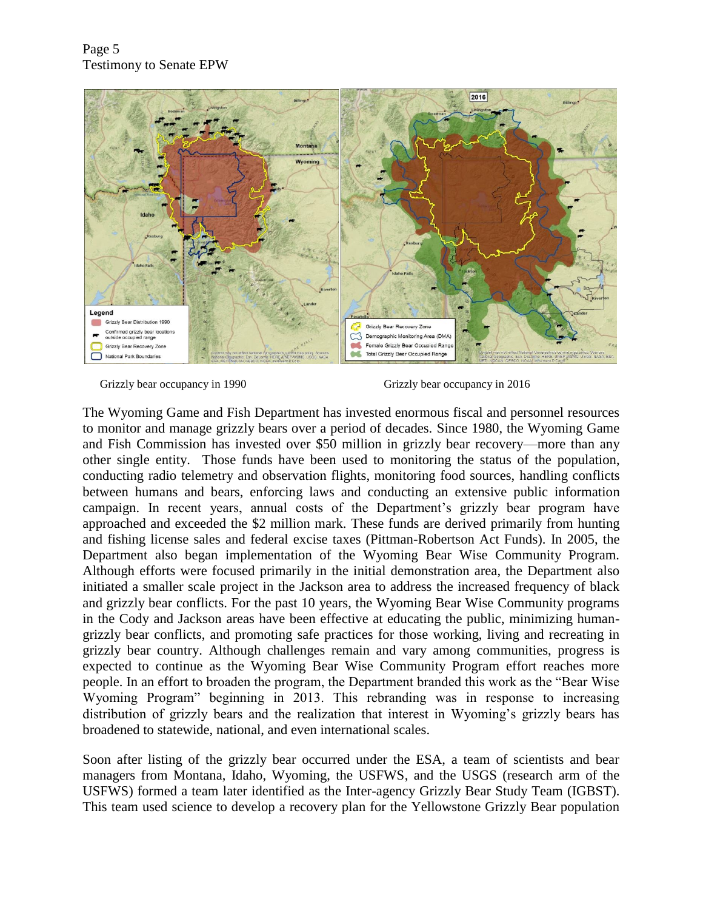Grizzly bear occupancy in 1990 Grizzly bear occupancy in 2016

The Wyoming Game and Fish Department has invested enormous fiscal and personnel resources to monitor and manage grizzly bears over a period of decades. Since 1980, the Wyoming Game and Fish Commission has invested over $50 million in grizzly bear recovery—more than any other single entity. Those funds have been used to monitoring the status of the population, conducting radio telemetry and observation flights, monitoring food sources, handling conflicts between humans and bears, enforcing laws and conducting an extensive public information campaign. In recent years, annual costs of the Department's grizzly bear program have approached and exceeded the $2 million mark. These funds are derived primarily from hunting and fishing license sales and federal excise taxes (Pittman-Robertson Act Funds). In 2005, the Department also began implementation of the Wyoming Bear Wise Community Program. Although efforts were focused primarily in the initial demonstration area, the Department also initiated a smaller scale project in the Jackson area to address the increased frequency of black and grizzly bear conflicts. For the past 10 years, the Wyoming Bear Wise Community programs in the Cody and Jackson areas have been effective at educating the public, minimizing human-grizzly bear conflicts, and promoting safe practices for those working, living and recreating in grizzly bear country. Although challenges remain and vary among communities, progress is expected to continue as the Wyoming Bear Wise Community Program effort reaches more people. In an effort to broaden the program, the Department branded this work as the "Bear Wise Wyoming Program" beginning in 2013. This rebranding was in response to increasing distribution of grizzly bears and the realization that interest in Wyoming's grizzly bears has broadened to statewide, national, and even international scales.

Soon after listing of the grizzly bear occurred under the ESA, a team of scientists and bear managers from Montana, Idaho, Wyoming, the USFWS, and the USGS (research arm of the USFWS) formed a team later identified as the Inter-agency Grizzly Bear Study Team (IGBST). This team used science to develop a recovery plan for the Yellowstone Grizzly Bear population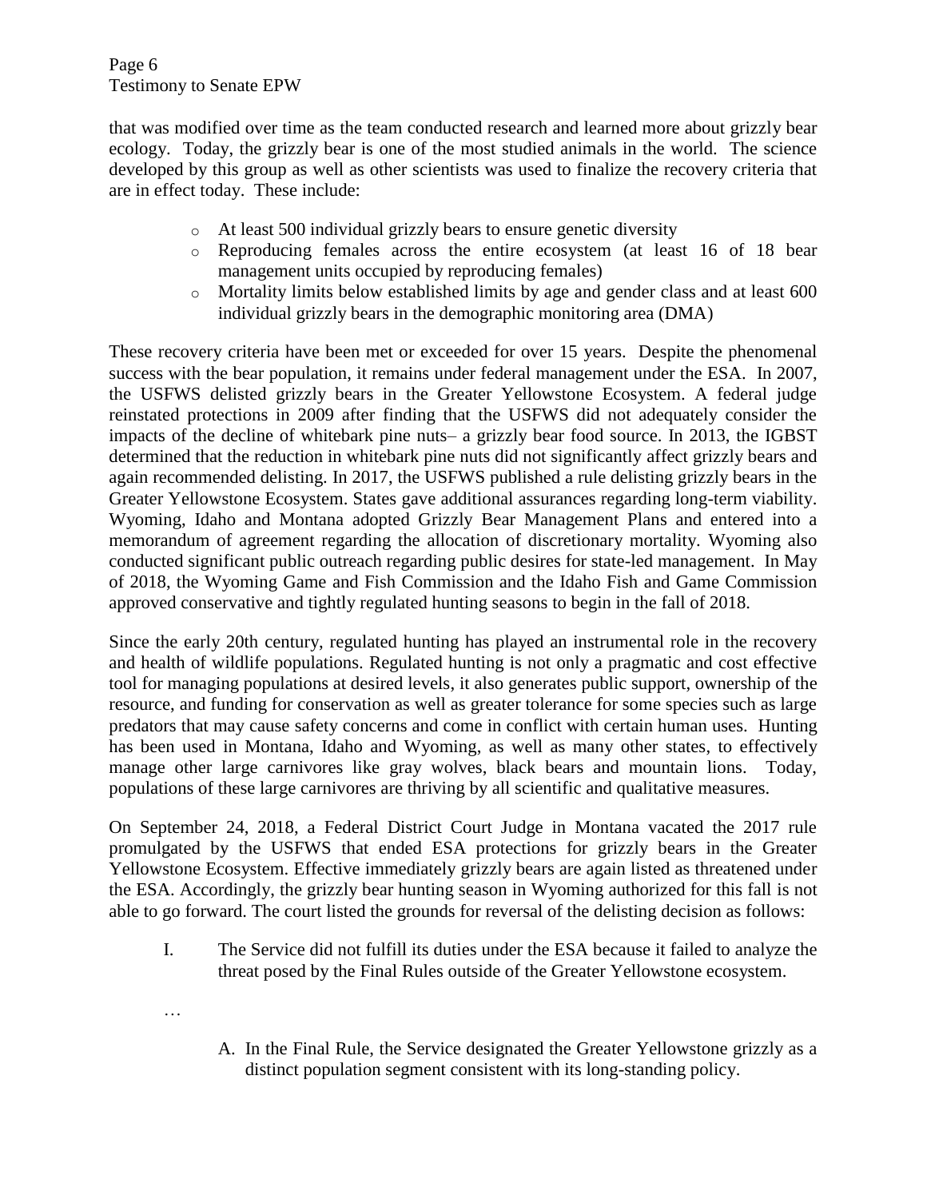that was modified over time as the team conducted research and learned more about grizzly bear ecology. Today, the grizzly bear is one of the most studied animals in the world. The science developed by this group as well as other scientists was used to finalize the recovery criteria that are in effect today. These include:

- At least 500 individual grizzly bears to ensure genetic diversity
- Reproducing females across the entire ecosystem (at least 16 of 18 bear management units occupied by reproducing females)
- Mortality limits below established limits by age and gender class and at least 600 individual grizzly bears in the demographic monitoring area (DMA)

These recovery criteria have been met or exceeded for over 15 years. Despite the phenomenal success with the bear population, it remains under federal management under the ESA. In 2007, the USFWS delisted grizzly bears in the Greater Yellowstone Ecosystem. A federal judge reinstated protections in 2009 after finding that the USFWS did not adequately consider the impacts of the decline of whitebark pine nuts– a grizzly bear food source. In 2013, the IGBST determined that the reduction in whitebark pine nuts did not significantly affect grizzly bears and again recommended delisting. In 2017, the USFWS published a rule delisting grizzly bears in the Greater Yellowstone Ecosystem. States gave additional assurances regarding long-term viability. Wyoming, Idaho and Montana adopted Grizzly Bear Management Plans and entered into a memorandum of agreement regarding the allocation of discretionary mortality. Wyoming also conducted significant public outreach regarding public desires for state-led management. In May of 2018, the Wyoming Game and Fish Commission and the Idaho Fish and Game Commission approved conservative and tightly regulated hunting seasons to begin in the fall of 2018.

Since the early 20th century, regulated hunting has played an instrumental role in the recovery and health of wildlife populations. Regulated hunting is not only a pragmatic and cost effective tool for managing populations at desired levels, it also generates public support, ownership of the resource, and funding for conservation as well as greater tolerance for some species such as large predators that may cause safety concerns and come in conflict with certain human uses. Hunting has been used in Montana, Idaho and Wyoming, as well as many other states, to effectively manage other large carnivores like gray wolves, black bears and mountain lions. Today, populations of these large carnivores are thriving by all scientific and qualitative measures.

On September 24, 2018, a Federal District Court Judge in Montana vacated the 2017 rule promulgated by the USFWS that ended ESA protections for grizzly bears in the Greater Yellowstone Ecosystem. Effective immediately grizzly bears are again listed as threatened under the ESA. Accordingly, the grizzly bear hunting season in Wyoming authorized for this fall is not able to go forward. The court listed the grounds for reversal of the delisting decision as follows:

I. The Service did not fulfill its duties under the ESA because it failed to analyze the threat posed by the Final Rules outside of the Greater Yellowstone ecosystem.

…

A. In the Final Rule, the Service designated the Greater Yellowstone grizzly as a distinct population segment consistent with its long-standing policy.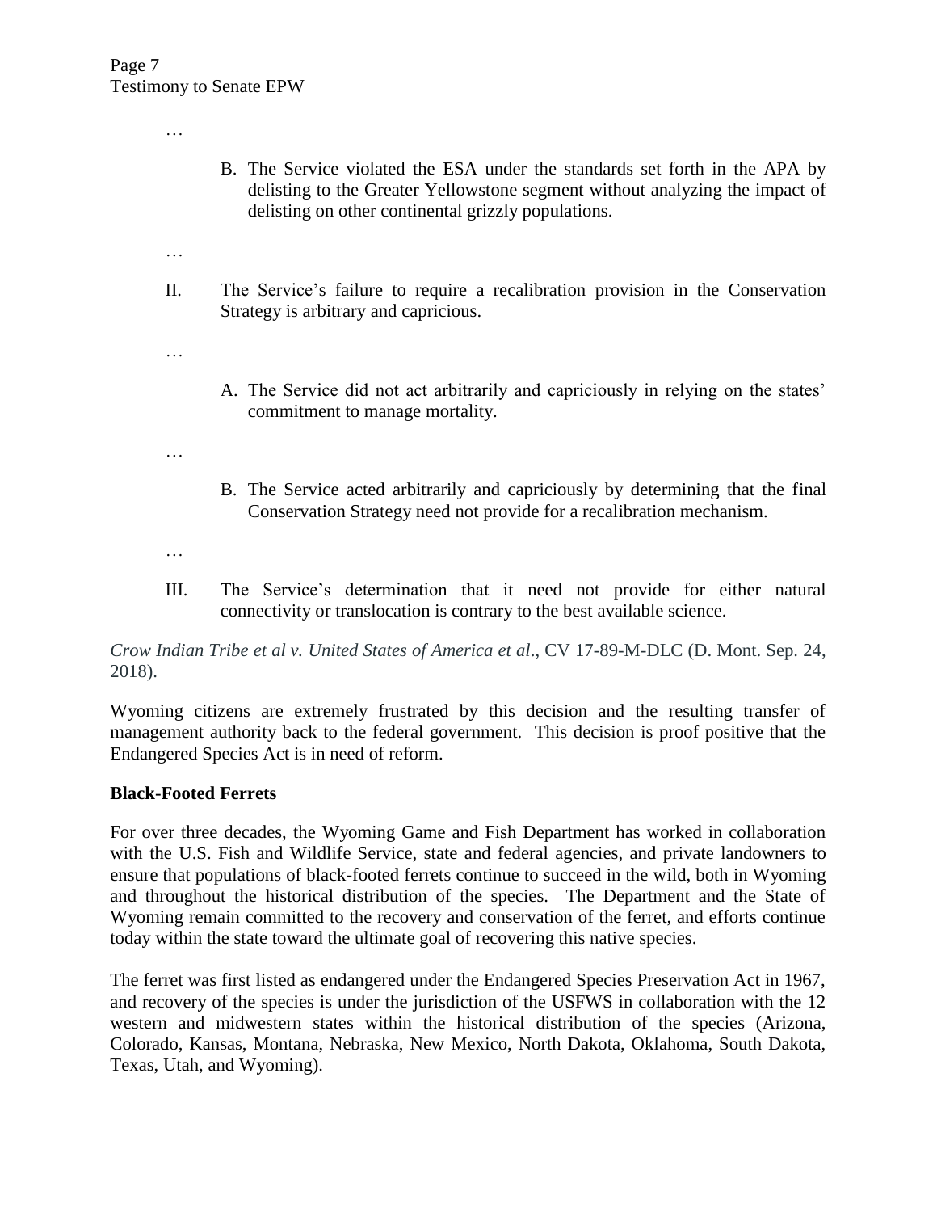…

B. The Service violated the ESA under the standards set forth in the APA by delisting to the Greater Yellowstone segment without analyzing the impact of delisting on other continental grizzly populations.

…

II. The Service's failure to require a recalibration provision in the Conservation Strategy is arbitrary and capricious.

…

A. The Service did not act arbitrarily and capriciously in relying on the states' commitment to manage mortality.

…

B. The Service acted arbitrarily and capriciously by determining that the final Conservation Strategy need not provide for a recalibration mechanism.

…

III. The Service's determination that it need not provide for either natural connectivity or translocation is contrary to the best available science.

*Crow Indian Tribe et al v. United States of America et al*., CV 17-89-M-DLC (D. Mont. Sep. 24, 2018).

Wyoming citizens are extremely frustrated by this decision and the resulting transfer of management authority back to the federal government. This decision is proof positive that the Endangered Species Act is in need of reform.

**Black-Footed Ferrets**

For over three decades, the Wyoming Game and Fish Department has worked in collaboration with the U.S. Fish and Wildlife Service, state and federal agencies, and private landowners to ensure that populations of black-footed ferrets continue to succeed in the wild, both in Wyoming and throughout the historical distribution of the species. The Department and the State of Wyoming remain committed to the recovery and conservation of the ferret, and efforts continue today within the state toward the ultimate goal of recovering this native species.

The ferret was first listed as endangered under the Endangered Species Preservation Act in 1967, and recovery of the species is under the jurisdiction of the USFWS in collaboration with the 12 western and midwestern states within the historical distribution of the species (Arizona, Colorado, Kansas, Montana, Nebraska, New Mexico, North Dakota, Oklahoma, South Dakota, Texas, Utah, and Wyoming).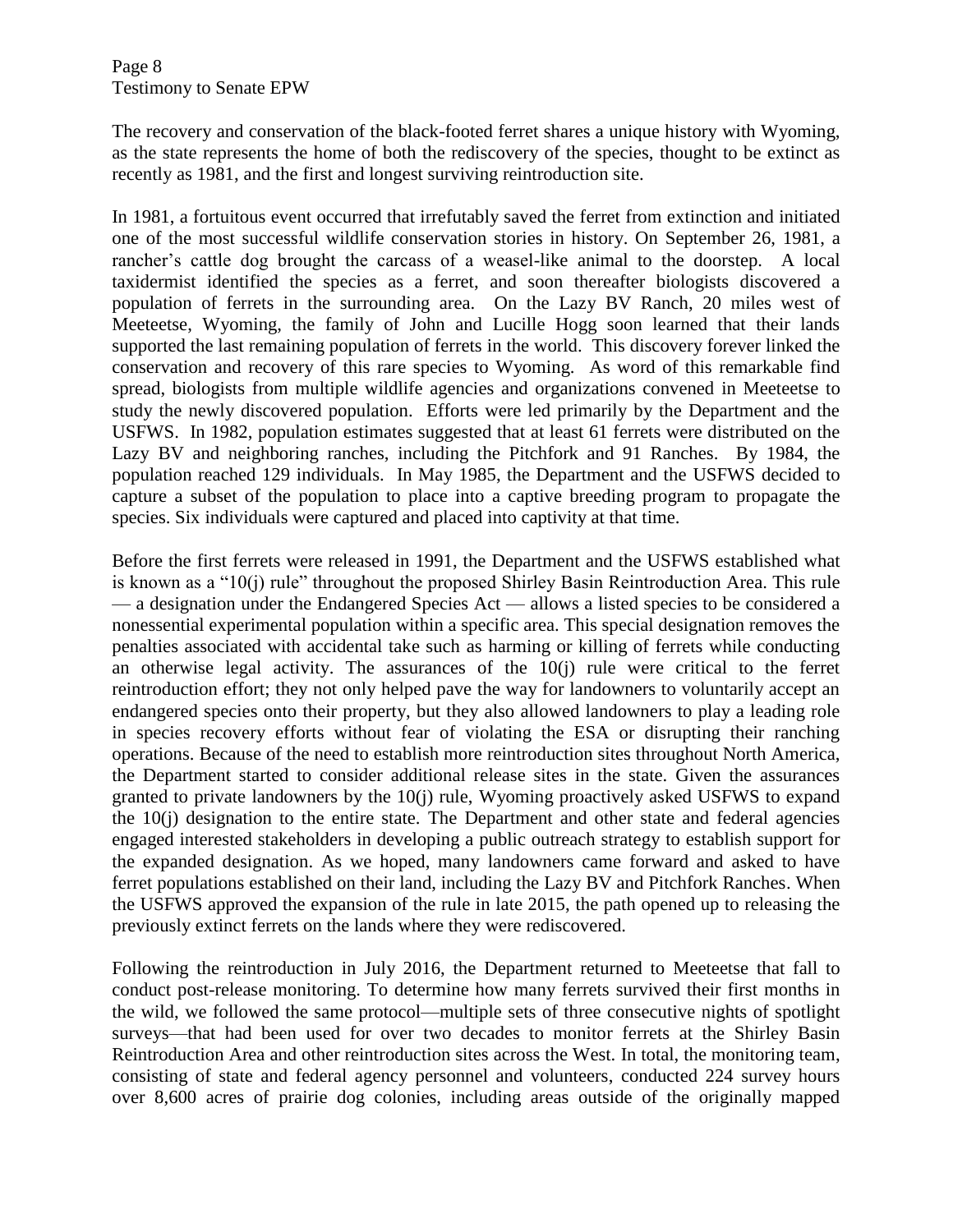The recovery and conservation of the black-footed ferret shares a unique history with Wyoming, as the state represents the home of both the rediscovery of the species, thought to be extinct as recently as 1981, and the first and longest surviving reintroduction site.

In 1981, a fortuitous event occurred that irrefutably saved the ferret from extinction and initiated one of the most successful wildlife conservation stories in history. On September 26, 1981, a rancher's cattle dog brought the carcass of a weasel-like animal to the doorstep. A local taxidermist identified the species as a ferret, and soon thereafter biologists discovered a population of ferrets in the surrounding area. On the Lazy BV Ranch, 20 miles west of Meeteetse, Wyoming, the family of John and Lucille Hogg soon learned that their lands supported the last remaining population of ferrets in the world. This discovery forever linked the conservation and recovery of this rare species to Wyoming. As word of this remarkable find spread, biologists from multiple wildlife agencies and organizations convened in Meeteetse to study the newly discovered population. Efforts were led primarily by the Department and the USFWS. In 1982, population estimates suggested that at least 61 ferrets were distributed on the Lazy BV and neighboring ranches, including the Pitchfork and 91 Ranches. By 1984, the population reached 129 individuals. In May 1985, the Department and the USFWS decided to capture a subset of the population to place into a captive breeding program to propagate the species. Six individuals were captured and placed into captivity at that time.

Before the first ferrets were released in 1991, the Department and the USFWS established what is known as a "10(j) rule" throughout the proposed Shirley Basin Reintroduction Area. This rule — a designation under the Endangered Species Act — allows a listed species to be considered a nonessential experimental population within a specific area. This special designation removes the penalties associated with accidental take such as harming or killing of ferrets while conducting an otherwise legal activity. The assurances of the 10(j) rule were critical to the ferret reintroduction effort; they not only helped pave the way for landowners to voluntarily accept an endangered species onto their property, but they also allowed landowners to play a leading role in species recovery efforts without fear of violating the ESA or disrupting their ranching operations. Because of the need to establish more reintroduction sites throughout North America, the Department started to consider additional release sites in the state. Given the assurances granted to private landowners by the 10(j) rule, Wyoming proactively asked USFWS to expand the 10(j) designation to the entire state. The Department and other state and federal agencies engaged interested stakeholders in developing a public outreach strategy to establish support for the expanded designation. As we hoped, many landowners came forward and asked to have ferret populations established on their land, including the Lazy BV and Pitchfork Ranches. When the USFWS approved the expansion of the rule in late 2015, the path opened up to releasing the previously extinct ferrets on the lands where they were rediscovered.

Following the reintroduction in July 2016, the Department returned to Meeteetse that fall to conduct post-release monitoring. To determine how many ferrets survived their first months in the wild, we followed the same protocol—multiple sets of three consecutive nights of spotlight surveys—that had been used for over two decades to monitor ferrets at the Shirley Basin Reintroduction Area and other reintroduction sites across the West. In total, the monitoring team, consisting of state and federal agency personnel and volunteers, conducted 224 survey hours over 8,600 acres of prairie dog colonies, including areas outside of the originally mapped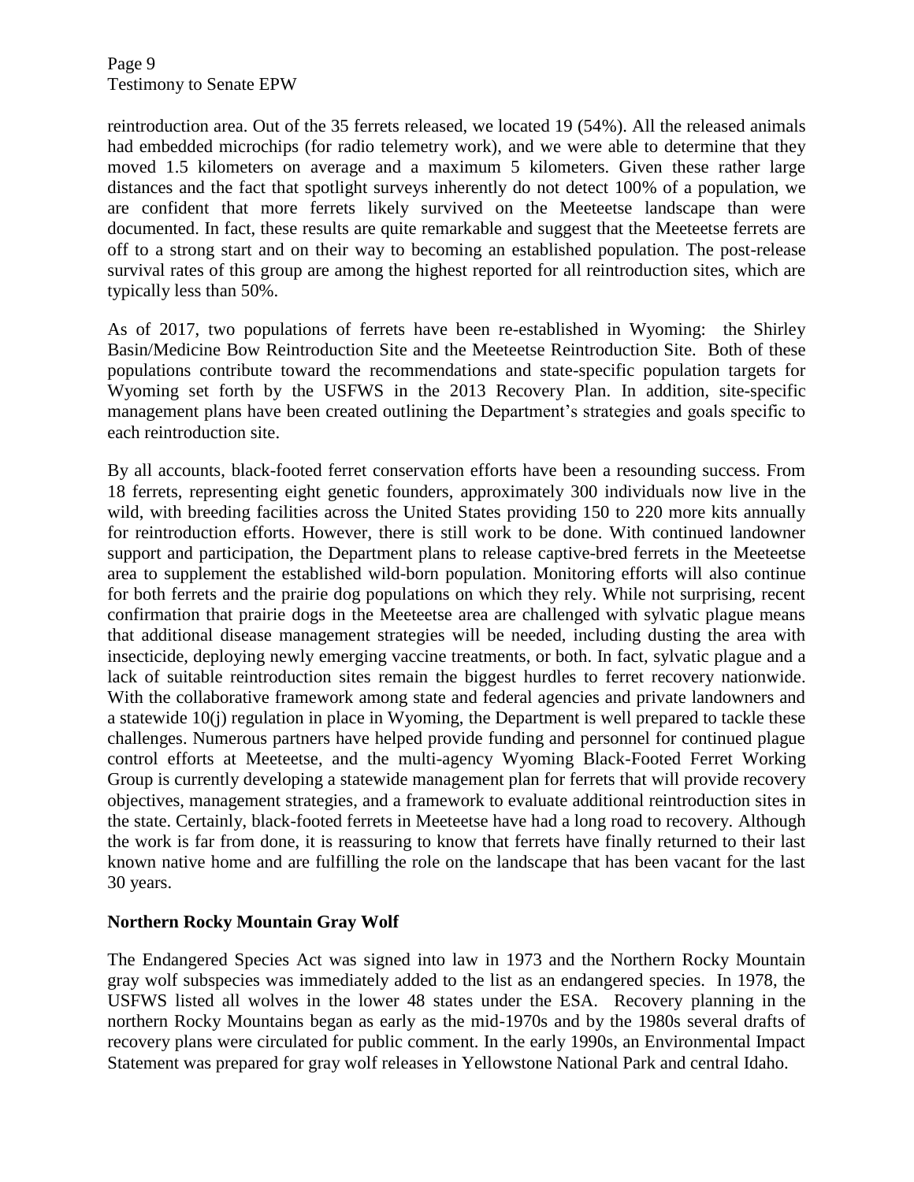reintroduction area. Out of the 35 ferrets released, we located 19 (54%). All the released animals had embedded microchips (for radio telemetry work), and we were able to determine that they moved 1.5 kilometers on average and a maximum 5 kilometers. Given these rather large distances and the fact that spotlight surveys inherently do not detect 100% of a population, we are confident that more ferrets likely survived on the Meeteetse landscape than were documented. In fact, these results are quite remarkable and suggest that the Meeteetse ferrets are off to a strong start and on their way to becoming an established population. The post-release survival rates of this group are among the highest reported for all reintroduction sites, which are typically less than 50%.

As of 2017, two populations of ferrets have been re-established in Wyoming: the Shirley Basin/Medicine Bow Reintroduction Site and the Meeteetse Reintroduction Site. Both of these populations contribute toward the recommendations and state-specific population targets for Wyoming set forth by the USFWS in the 2013 Recovery Plan. In addition, site-specific management plans have been created outlining the Department's strategies and goals specific to each reintroduction site.

By all accounts, black-footed ferret conservation efforts have been a resounding success. From 18 ferrets, representing eight genetic founders, approximately 300 individuals now live in the wild, with breeding facilities across the United States providing 150 to 220 more kits annually for reintroduction efforts. However, there is still work to be done. With continued landowner support and participation, the Department plans to release captive-bred ferrets in the Meeteetse area to supplement the established wild-born population. Monitoring efforts will also continue for both ferrets and the prairie dog populations on which they rely. While not surprising, recent confirmation that prairie dogs in the Meeteetse area are challenged with sylvatic plague means that additional disease management strategies will be needed, including dusting the area with insecticide, deploying newly emerging vaccine treatments, or both. In fact, sylvatic plague and a lack of suitable reintroduction sites remain the biggest hurdles to ferret recovery nationwide. With the collaborative framework among state and federal agencies and private landowners and a statewide 10(j) regulation in place in Wyoming, the Department is well prepared to tackle these challenges. Numerous partners have helped provide funding and personnel for continued plague control efforts at Meeteetse, and the multi-agency Wyoming Black-Footed Ferret Working Group is currently developing a statewide management plan for ferrets that will provide recovery objectives, management strategies, and a framework to evaluate additional reintroduction sites in the state. Certainly, black-footed ferrets in Meeteetse have had a long road to recovery. Although the work is far from done, it is reassuring to know that ferrets have finally returned to their last known native home and are fulfilling the role on the landscape that has been vacant for the last 30 years.

**Northern Rocky Mountain Gray Wolf**

The Endangered Species Act was signed into law in 1973 and the Northern Rocky Mountain gray wolf subspecies was immediately added to the list as an endangered species. In 1978, the USFWS listed all wolves in the lower 48 states under the ESA. Recovery planning in the northern Rocky Mountains began as early as the mid-1970s and by the 1980s several drafts of recovery plans were circulated for public comment. In the early 1990s, an Environmental Impact Statement was prepared for gray wolf releases in Yellowstone National Park and central Idaho.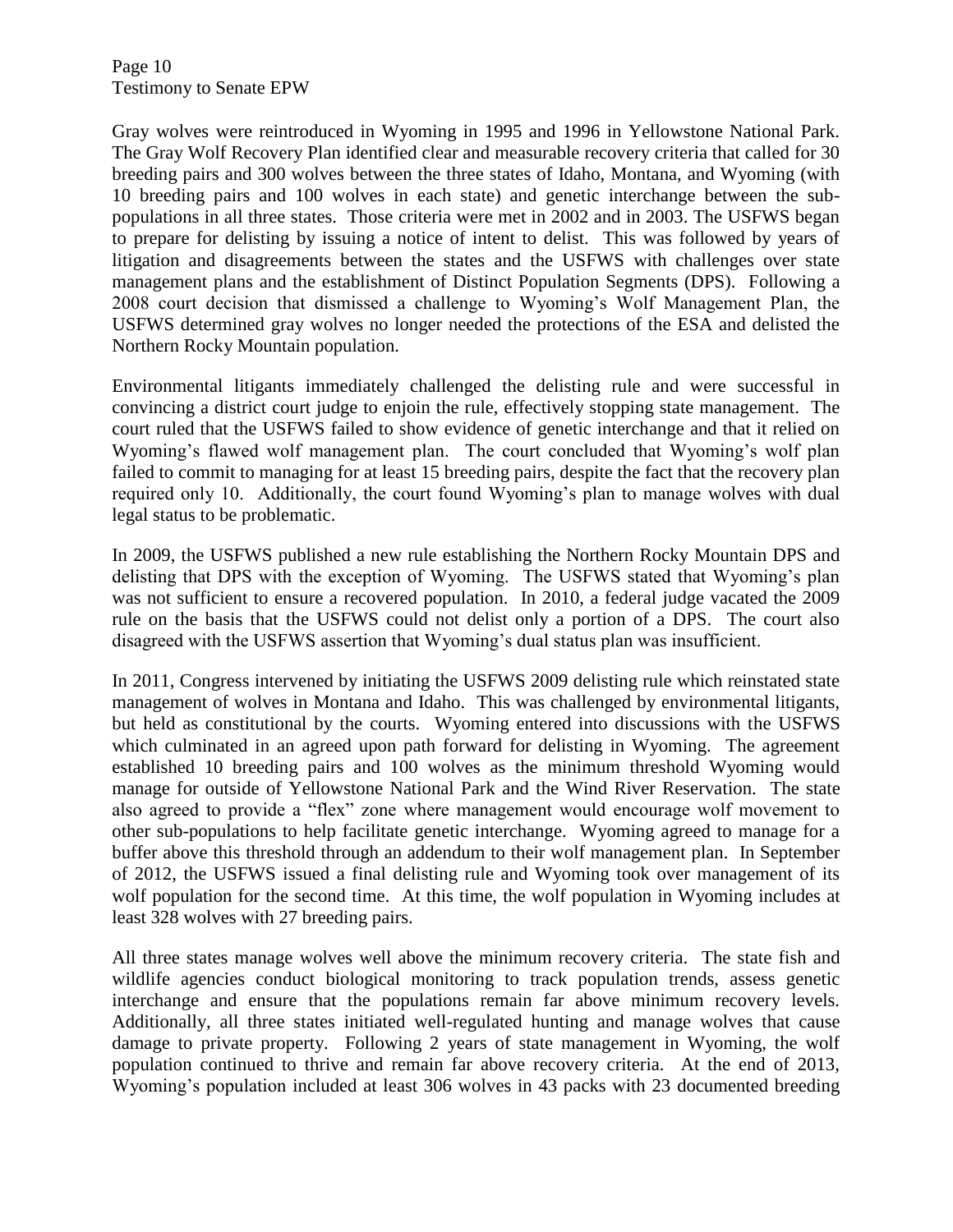Gray wolves were reintroduced in Wyoming in 1995 and 1996 in Yellowstone National Park. The Gray Wolf Recovery Plan identified clear and measurable recovery criteria that called for 30 breeding pairs and 300 wolves between the three states of Idaho, Montana, and Wyoming (with 10 breeding pairs and 100 wolves in each state) and genetic interchange between the sub-populations in all three states. Those criteria were met in 2002 and in 2003. The USFWS began to prepare for delisting by issuing a notice of intent to delist. This was followed by years of litigation and disagreements between the states and the USFWS with challenges over state management plans and the establishment of Distinct Population Segments (DPS). Following a 2008 court decision that dismissed a challenge to Wyoming's Wolf Management Plan, the USFWS determined gray wolves no longer needed the protections of the ESA and delisted the Northern Rocky Mountain population.

Environmental litigants immediately challenged the delisting rule and were successful in convincing a district court judge to enjoin the rule, effectively stopping state management. The court ruled that the USFWS failed to show evidence of genetic interchange and that it relied on Wyoming's flawed wolf management plan. The court concluded that Wyoming's wolf plan failed to commit to managing for at least 15 breeding pairs, despite the fact that the recovery plan required only 10. Additionally, the court found Wyoming's plan to manage wolves with dual legal status to be problematic.

In 2009, the USFWS published a new rule establishing the Northern Rocky Mountain DPS and delisting that DPS with the exception of Wyoming. The USFWS stated that Wyoming's plan was not sufficient to ensure a recovered population. In 2010, a federal judge vacated the 2009 rule on the basis that the USFWS could not delist only a portion of a DPS. The court also disagreed with the USFWS assertion that Wyoming's dual status plan was insufficient.

In 2011, Congress intervened by initiating the USFWS 2009 delisting rule which reinstated state management of wolves in Montana and Idaho. This was challenged by environmental litigants, but held as constitutional by the courts. Wyoming entered into discussions with the USFWS which culminated in an agreed upon path forward for delisting in Wyoming. The agreement established 10 breeding pairs and 100 wolves as the minimum threshold Wyoming would manage for outside of Yellowstone National Park and the Wind River Reservation. The state also agreed to provide a "flex" zone where management would encourage wolf movement to other sub-populations to help facilitate genetic interchange. Wyoming agreed to manage for a buffer above this threshold through an addendum to their wolf management plan. In September of 2012, the USFWS issued a final delisting rule and Wyoming took over management of its wolf population for the second time. At this time, the wolf population in Wyoming includes at least 328 wolves with 27 breeding pairs.

All three states manage wolves well above the minimum recovery criteria. The state fish and wildlife agencies conduct biological monitoring to track population trends, assess genetic interchange and ensure that the populations remain far above minimum recovery levels. Additionally, all three states initiated well-regulated hunting and manage wolves that cause damage to private property. Following 2 years of state management in Wyoming, the wolf population continued to thrive and remain far above recovery criteria. At the end of 2013, Wyoming's population included at least 306 wolves in 43 packs with 23 documented breeding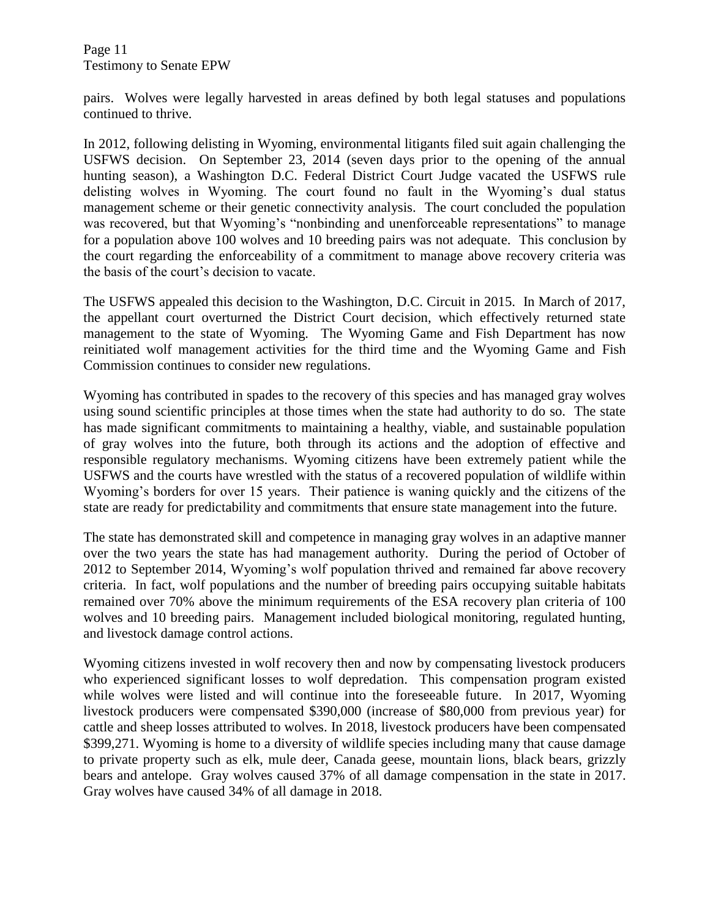pairs. Wolves were legally harvested in areas defined by both legal statuses and populations continued to thrive.

In 2012, following delisting in Wyoming, environmental litigants filed suit again challenging the USFWS decision. On September 23, 2014 (seven days prior to the opening of the annual hunting season), a Washington D.C. Federal District Court Judge vacated the USFWS rule delisting wolves in Wyoming. The court found no fault in the Wyoming's dual status management scheme or their genetic connectivity analysis. The court concluded the population was recovered, but that Wyoming's "nonbinding and unenforceable representations" to manage for a population above 100 wolves and 10 breeding pairs was not adequate. This conclusion by the court regarding the enforceability of a commitment to manage above recovery criteria was the basis of the court's decision to vacate.

The USFWS appealed this decision to the Washington, D.C. Circuit in 2015. In March of 2017, the appellant court overturned the District Court decision, which effectively returned state management to the state of Wyoming. The Wyoming Game and Fish Department has now reinitiated wolf management activities for the third time and the Wyoming Game and Fish Commission continues to consider new regulations.

Wyoming has contributed in spades to the recovery of this species and has managed gray wolves using sound scientific principles at those times when the state had authority to do so. The state has made significant commitments to maintaining a healthy, viable, and sustainable population of gray wolves into the future, both through its actions and the adoption of effective and responsible regulatory mechanisms. Wyoming citizens have been extremely patient while the USFWS and the courts have wrestled with the status of a recovered population of wildlife within Wyoming's borders for over 15 years. Their patience is waning quickly and the citizens of the state are ready for predictability and commitments that ensure state management into the future.

The state has demonstrated skill and competence in managing gray wolves in an adaptive manner over the two years the state has had management authority. During the period of October of 2012 to September 2014, Wyoming's wolf population thrived and remained far above recovery criteria. In fact, wolf populations and the number of breeding pairs occupying suitable habitats remained over 70% above the minimum requirements of the ESA recovery plan criteria of 100 wolves and 10 breeding pairs. Management included biological monitoring, regulated hunting, and livestock damage control actions.

Wyoming citizens invested in wolf recovery then and now by compensating livestock producers who experienced significant losses to wolf depredation. This compensation program existed while wolves were listed and will continue into the foreseeable future. In 2017, Wyoming livestock producers were compensated $390,000 (increase of $80,000 from previous year) for cattle and sheep losses attributed to wolves. In 2018, livestock producers have been compensated $399,271. Wyoming is home to a diversity of wildlife species including many that cause damage to private property such as elk, mule deer, Canada geese, mountain lions, black bears, grizzly bears and antelope. Gray wolves caused 37% of all damage compensation in the state in 2017. Gray wolves have caused 34% of all damage in 2018.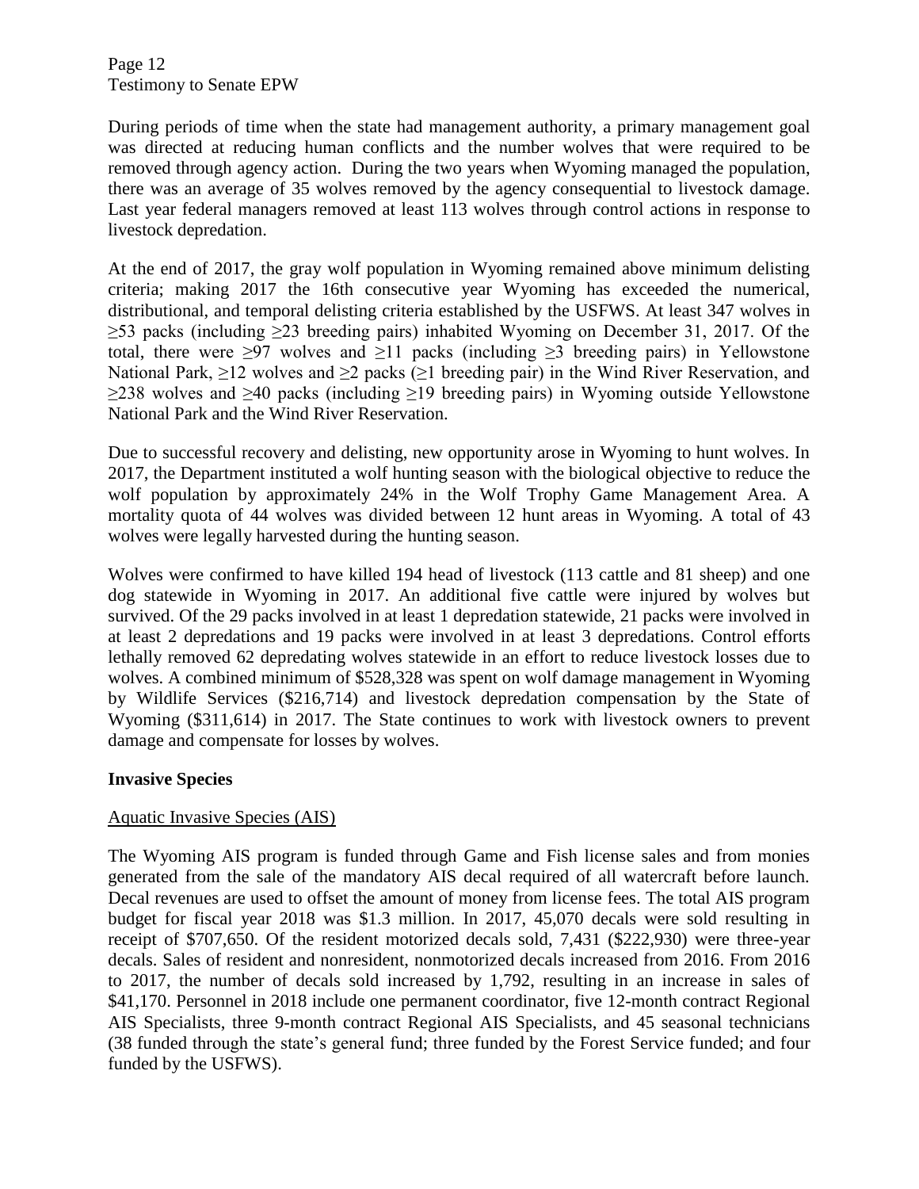During periods of time when the state had management authority, a primary management goal was directed at reducing human conflicts and the number wolves that were required to be removed through agency action. During the two years when Wyoming managed the population, there was an average of 35 wolves removed by the agency consequential to livestock damage. Last year federal managers removed at least 113 wolves through control actions in response to livestock depredation.

At the end of 2017, the gray wolf population in Wyoming remained above minimum delisting criteria; making 2017 the 16th consecutive year Wyoming has exceeded the numerical, distributional, and temporal delisting criteria established by the USFWS. At least 347 wolves in $\geq$53 packs (including $\geq$23 breeding pairs) inhabited Wyoming on December 31, 2017. Of the total, there were $\geq$97 wolves and $\geq$11 packs (including $\geq$3 breeding pairs) in Yellowstone National Park, $\geq$12 wolves and $\geq$2 packs ($\geq$1 breeding pair) in the Wind River Reservation, and $\geq$238 wolves and $\geq$40 packs (including $\geq$19 breeding pairs) in Wyoming outside Yellowstone National Park and the Wind River Reservation.

Due to successful recovery and delisting, new opportunity arose in Wyoming to hunt wolves. In 2017, the Department instituted a wolf hunting season with the biological objective to reduce the wolf population by approximately 24% in the Wolf Trophy Game Management Area. A mortality quota of 44 wolves was divided between 12 hunt areas in Wyoming. A total of 43 wolves were legally harvested during the hunting season.

Wolves were confirmed to have killed 194 head of livestock (113 cattle and 81 sheep) and one dog statewide in Wyoming in 2017. An additional five cattle were injured by wolves but survived. Of the 29 packs involved in at least 1 depredation statewide, 21 packs were involved in at least 2 depredations and 19 packs were involved in at least 3 depredations. Control efforts lethally removed 62 depredating wolves statewide in an effort to reduce livestock losses due to wolves. A combined minimum of $528,328 was spent on wolf damage management in Wyoming by Wildlife Services ($216,714) and livestock depredation compensation by the State of Wyoming ($311,614) in 2017. The State continues to work with livestock owners to prevent damage and compensate for losses by wolves.

**Invasive Species**

Aquatic Invasive Species (AIS)

The Wyoming AIS program is funded through Game and Fish license sales and from monies generated from the sale of the mandatory AIS decal required of all watercraft before launch. Decal revenues are used to offset the amount of money from license fees. The total AIS program budget for fiscal year 2018 was $1.3 million. In 2017, 45,070 decals were sold resulting in receipt of $707,650. Of the resident motorized decals sold, 7,431 ($222,930) were three-year decals. Sales of resident and nonresident, nonmotorized decals increased from 2016. From 2016 to 2017, the number of decals sold increased by 1,792, resulting in an increase in sales of $41,170. Personnel in 2018 include one permanent coordinator, five 12-month contract Regional AIS Specialists, three 9-month contract Regional AIS Specialists, and 45 seasonal technicians (38 funded through the state's general fund; three funded by the Forest Service funded; and four funded by the USFWS).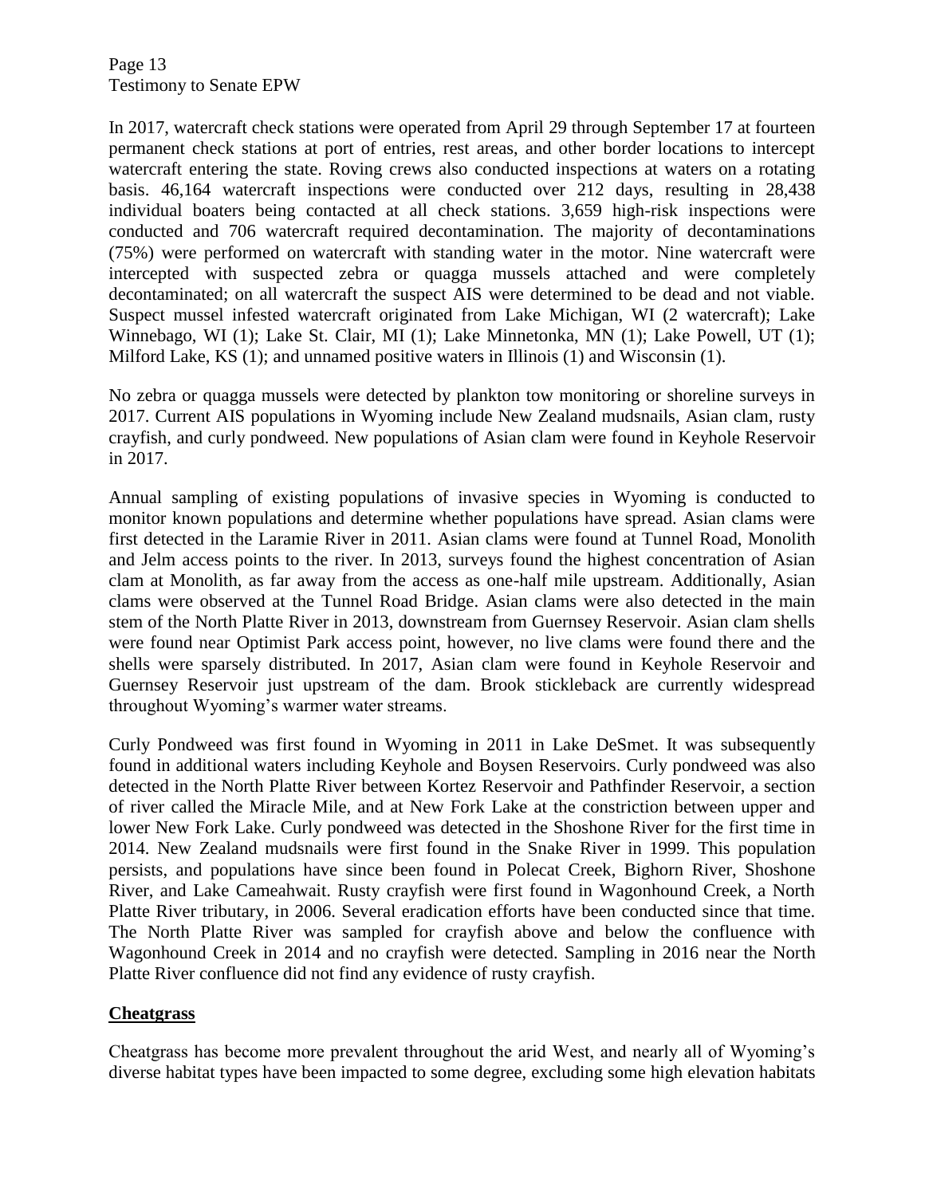In 2017, watercraft check stations were operated from April 29 through September 17 at fourteen permanent check stations at port of entries, rest areas, and other border locations to intercept watercraft entering the state. Roving crews also conducted inspections at waters on a rotating basis. 46,164 watercraft inspections were conducted over 212 days, resulting in 28,438 individual boaters being contacted at all check stations. 3,659 high-risk inspections were conducted and 706 watercraft required decontamination. The majority of decontaminations (75%) were performed on watercraft with standing water in the motor. Nine watercraft were intercepted with suspected zebra or quagga mussels attached and were completely decontaminated; on all watercraft the suspect AIS were determined to be dead and not viable. Suspect mussel infested watercraft originated from Lake Michigan, WI (2 watercraft); Lake Winnebago, WI (1); Lake St. Clair, MI (1); Lake Minnetonka, MN (1); Lake Powell, UT (1); Milford Lake, KS (1); and unnamed positive waters in Illinois (1) and Wisconsin (1).

No zebra or quagga mussels were detected by plankton tow monitoring or shoreline surveys in 2017. Current AIS populations in Wyoming include New Zealand mudsnails, Asian clam, rusty crayfish, and curly pondweed. New populations of Asian clam were found in Keyhole Reservoir in 2017.

Annual sampling of existing populations of invasive species in Wyoming is conducted to monitor known populations and determine whether populations have spread. Asian clams were first detected in the Laramie River in 2011. Asian clams were found at Tunnel Road, Monolith and Jelm access points to the river. In 2013, surveys found the highest concentration of Asian clam at Monolith, as far away from the access as one-half mile upstream. Additionally, Asian clams were observed at the Tunnel Road Bridge. Asian clams were also detected in the main stem of the North Platte River in 2013, downstream from Guernsey Reservoir. Asian clam shells were found near Optimist Park access point, however, no live clams were found there and the shells were sparsely distributed. In 2017, Asian clam were found in Keyhole Reservoir and Guernsey Reservoir just upstream of the dam. Brook stickleback are currently widespread throughout Wyoming's warmer water streams.

Curly Pondweed was first found in Wyoming in 2011 in Lake DeSmet. It was subsequently found in additional waters including Keyhole and Boysen Reservoirs. Curly pondweed was also detected in the North Platte River between Kortez Reservoir and Pathfinder Reservoir, a section of river called the Miracle Mile, and at New Fork Lake at the constriction between upper and lower New Fork Lake. Curly pondweed was detected in the Shoshone River for the first time in 2014. New Zealand mudsnails were first found in the Snake River in 1999. This population persists, and populations have since been found in Polecat Creek, Bighorn River, Shoshone River, and Lake Cameahwait. Rusty crayfish were first found in Wagonhound Creek, a North Platte River tributary, in 2006. Several eradication efforts have been conducted since that time. The North Platte River was sampled for crayfish above and below the confluence with Wagonhound Creek in 2014 and no crayfish were detected. Sampling in 2016 near the North Platte River confluence did not find any evidence of rusty crayfish.

## **Cheatgrass**

Cheatgrass has become more prevalent throughout the arid West, and nearly all of Wyoming's diverse habitat types have been impacted to some degree, excluding some high elevation habitats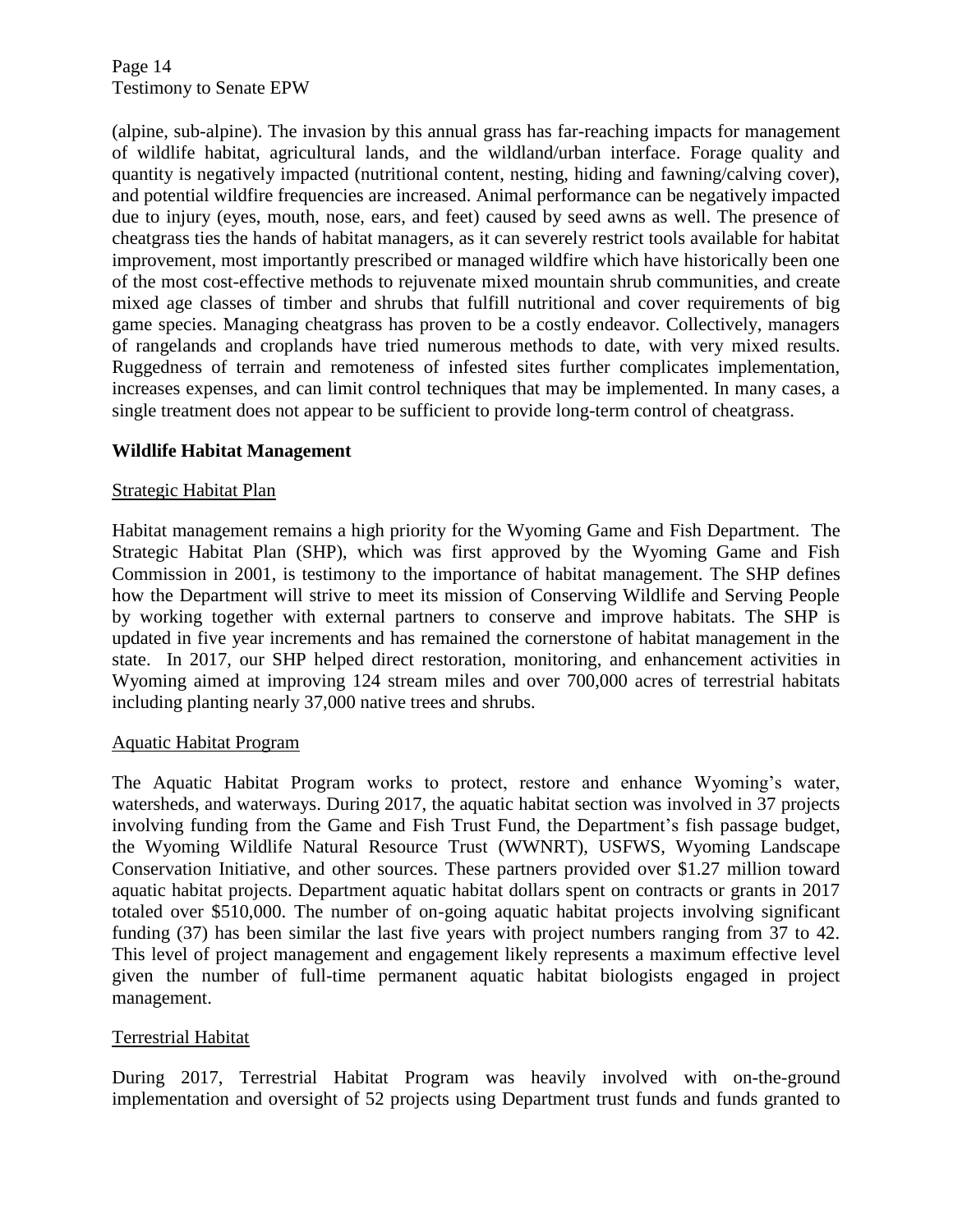(alpine, sub-alpine). The invasion by this annual grass has far-reaching impacts for management of wildlife habitat, agricultural lands, and the wildland/urban interface. Forage quality and quantity is negatively impacted (nutritional content, nesting, hiding and fawning/calving cover), and potential wildfire frequencies are increased. Animal performance can be negatively impacted due to injury (eyes, mouth, nose, ears, and feet) caused by seed awns as well. The presence of cheatgrass ties the hands of habitat managers, as it can severely restrict tools available for habitat improvement, most importantly prescribed or managed wildfire which have historically been one of the most cost-effective methods to rejuvenate mixed mountain shrub communities, and create mixed age classes of timber and shrubs that fulfill nutritional and cover requirements of big game species. Managing cheatgrass has proven to be a costly endeavor. Collectively, managers of rangelands and croplands have tried numerous methods to date, with very mixed results. Ruggedness of terrain and remoteness of infested sites further complicates implementation, increases expenses, and can limit control techniques that may be implemented. In many cases, a single treatment does not appear to be sufficient to provide long-term control of cheatgrass.

## Wildlife Habitat Management

### Strategic Habitat Plan

Habitat management remains a high priority for the Wyoming Game and Fish Department. The Strategic Habitat Plan (SHP), which was first approved by the Wyoming Game and Fish Commission in 2001, is testimony to the importance of habitat management. The SHP defines how the Department will strive to meet its mission of Conserving Wildlife and Serving People by working together with external partners to conserve and improve habitats. The SHP is updated in five year increments and has remained the cornerstone of habitat management in the state. In 2017, our SHP helped direct restoration, monitoring, and enhancement activities in Wyoming aimed at improving 124 stream miles and over 700,000 acres of terrestrial habitats including planting nearly 37,000 native trees and shrubs.

### Aquatic Habitat Program

The Aquatic Habitat Program works to protect, restore and enhance Wyoming's water, watersheds, and waterways. During 2017, the aquatic habitat section was involved in 37 projects involving funding from the Game and Fish Trust Fund, the Department's fish passage budget, the Wyoming Wildlife Natural Resource Trust (WWNRT), USFWS, Wyoming Landscape Conservation Initiative, and other sources. These partners provided over $1.27 million toward aquatic habitat projects. Department aquatic habitat dollars spent on contracts or grants in 2017 totaled over $510,000. The number of on-going aquatic habitat projects involving significant funding (37) has been similar the last five years with project numbers ranging from 37 to 42. This level of project management and engagement likely represents a maximum effective level given the number of full-time permanent aquatic habitat biologists engaged in project management.

### Terrestrial Habitat

During 2017, Terrestrial Habitat Program was heavily involved with on-the-ground implementation and oversight of 52 projects using Department trust funds and funds granted to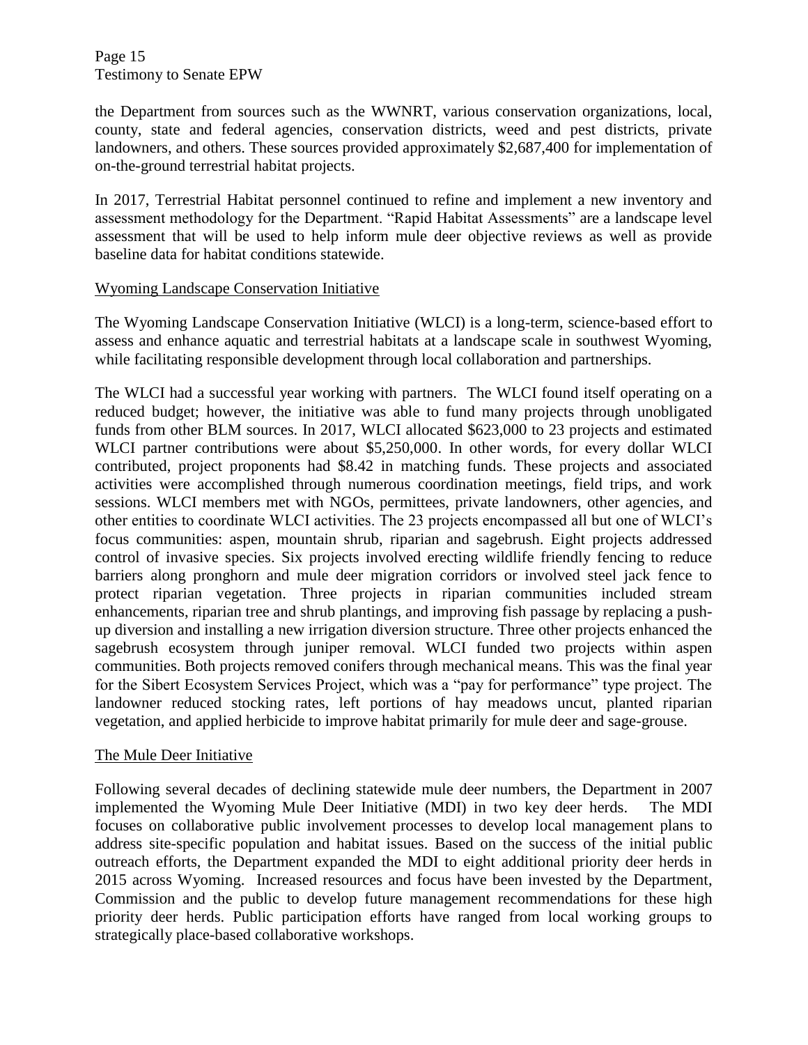the Department from sources such as the WWNRT, various conservation organizations, local, county, state and federal agencies, conservation districts, weed and pest districts, private landowners, and others. These sources provided approximately $2,687,400 for implementation of on-the-ground terrestrial habitat projects.

In 2017, Terrestrial Habitat personnel continued to refine and implement a new inventory and assessment methodology for the Department. "Rapid Habitat Assessments" are a landscape level assessment that will be used to help inform mule deer objective reviews as well as provide baseline data for habitat conditions statewide.

<u>Wyoming Landscape Conservation Initiative</u>

The Wyoming Landscape Conservation Initiative (WLCI) is a long-term, science-based effort to assess and enhance aquatic and terrestrial habitats at a landscape scale in southwest Wyoming, while facilitating responsible development through local collaboration and partnerships.

The WLCI had a successful year working with partners. The WLCI found itself operating on a reduced budget; however, the initiative was able to fund many projects through unobligated funds from other BLM sources. In 2017, WLCI allocated $623,000 to 23 projects and estimated WLCI partner contributions were about $5,250,000. In other words, for every dollar WLCI contributed, project proponents had $8.42 in matching funds. These projects and associated activities were accomplished through numerous coordination meetings, field trips, and work sessions. WLCI members met with NGOs, permittees, private landowners, other agencies, and other entities to coordinate WLCI activities. The 23 projects encompassed all but one of WLCI's focus communities: aspen, mountain shrub, riparian and sagebrush. Eight projects addressed control of invasive species. Six projects involved erecting wildlife friendly fencing to reduce barriers along pronghorn and mule deer migration corridors or involved steel jack fence to protect riparian vegetation. Three projects in riparian communities included stream enhancements, riparian tree and shrub plantings, and improving fish passage by replacing a push-up diversion and installing a new irrigation diversion structure. Three other projects enhanced the sagebrush ecosystem through juniper removal. WLCI funded two projects within aspen communities. Both projects removed conifers through mechanical means. This was the final year for the Sibert Ecosystem Services Project, which was a "pay for performance" type project. The landowner reduced stocking rates, left portions of hay meadows uncut, planted riparian vegetation, and applied herbicide to improve habitat primarily for mule deer and sage-grouse.

<u>The Mule Deer Initiative</u>

Following several decades of declining statewide mule deer numbers, the Department in 2007 implemented the Wyoming Mule Deer Initiative (MDI) in two key deer herds. The MDI focuses on collaborative public involvement processes to develop local management plans to address site-specific population and habitat issues. Based on the success of the initial public outreach efforts, the Department expanded the MDI to eight additional priority deer herds in 2015 across Wyoming. Increased resources and focus have been invested by the Department, Commission and the public to develop future management recommendations for these high priority deer herds. Public participation efforts have ranged from local working groups to strategically place-based collaborative workshops.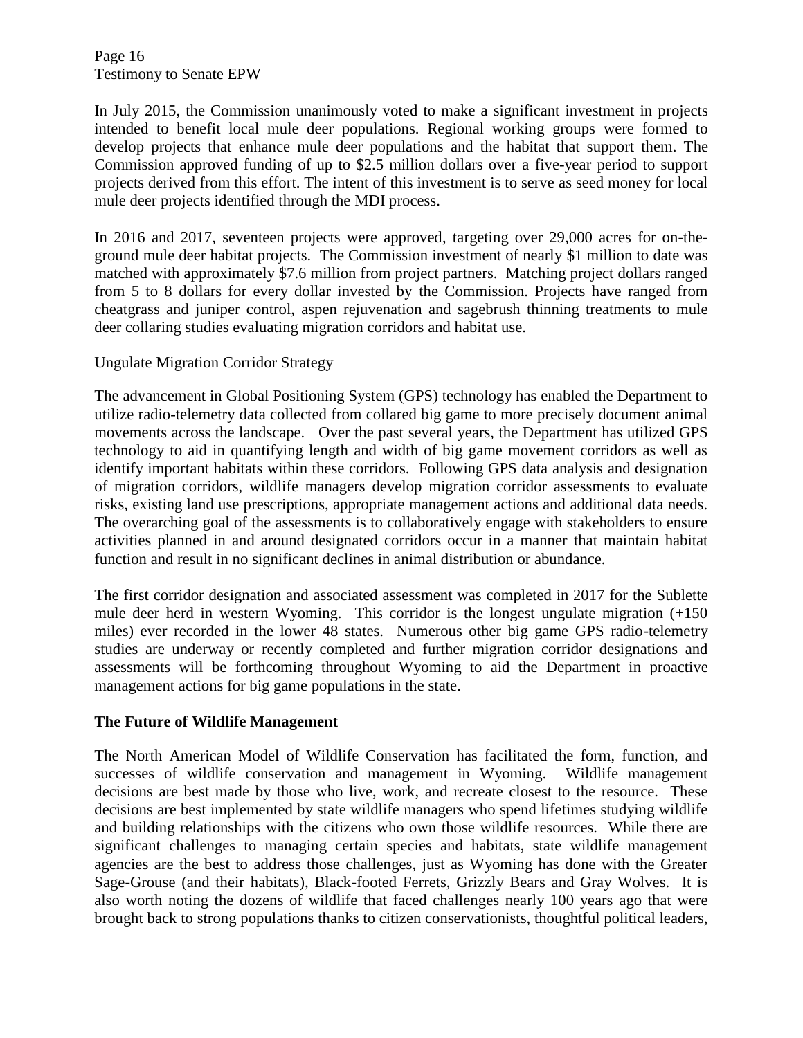In July 2015, the Commission unanimously voted to make a significant investment in projects intended to benefit local mule deer populations. Regional working groups were formed to develop projects that enhance mule deer populations and the habitat that support them. The Commission approved funding of up to $2.5 million dollars over a five-year period to support projects derived from this effort. The intent of this investment is to serve as seed money for local mule deer projects identified through the MDI process.

In 2016 and 2017, seventeen projects were approved, targeting over 29,000 acres for on-the-ground mule deer habitat projects. The Commission investment of nearly $1 million to date was matched with approximately $7.6 million from project partners. Matching project dollars ranged from 5 to 8 dollars for every dollar invested by the Commission. Projects have ranged from cheatgrass and juniper control, aspen rejuvenation and sagebrush thinning treatments to mule deer collaring studies evaluating migration corridors and habitat use.

<u>Ungulate Migration Corridor Strategy</u>

The advancement in Global Positioning System (GPS) technology has enabled the Department to utilize radio-telemetry data collected from collared big game to more precisely document animal movements across the landscape. Over the past several years, the Department has utilized GPS technology to aid in quantifying length and width of big game movement corridors as well as identify important habitats within these corridors. Following GPS data analysis and designation of migration corridors, wildlife managers develop migration corridor assessments to evaluate risks, existing land use prescriptions, appropriate management actions and additional data needs. The overarching goal of the assessments is to collaboratively engage with stakeholders to ensure activities planned in and around designated corridors occur in a manner that maintain habitat function and result in no significant declines in animal distribution or abundance.

The first corridor designation and associated assessment was completed in 2017 for the Sublette mule deer herd in western Wyoming. This corridor is the longest ungulate migration (+150 miles) ever recorded in the lower 48 states. Numerous other big game GPS radio-telemetry studies are underway or recently completed and further migration corridor designations and assessments will be forthcoming throughout Wyoming to aid the Department in proactive management actions for big game populations in the state.

**The Future of Wildlife Management**

The North American Model of Wildlife Conservation has facilitated the form, function, and successes of wildlife conservation and management in Wyoming. Wildlife management decisions are best made by those who live, work, and recreate closest to the resource. These decisions are best implemented by state wildlife managers who spend lifetimes studying wildlife and building relationships with the citizens who own those wildlife resources. While there are significant challenges to managing certain species and habitats, state wildlife management agencies are the best to address those challenges, just as Wyoming has done with the Greater Sage-Grouse (and their habitats), Black-footed Ferrets, Grizzly Bears and Gray Wolves. It is also worth noting the dozens of wildlife that faced challenges nearly 100 years ago that were brought back to strong populations thanks to citizen conservationists, thoughtful political leaders,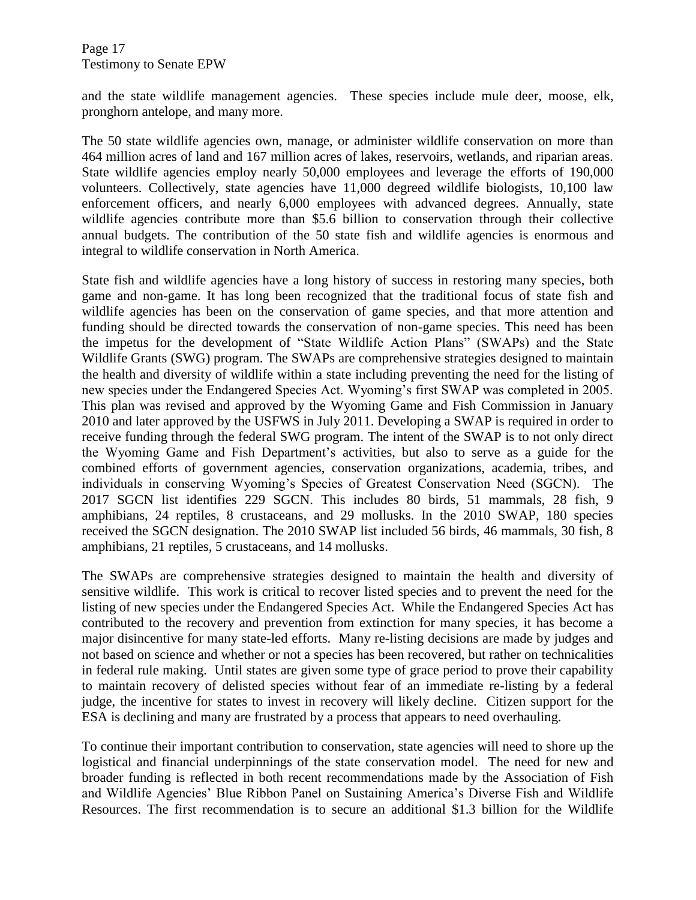and the state wildlife management agencies. These species include mule deer, moose, elk, pronghorn antelope, and many more.

The 50 state wildlife agencies own, manage, or administer wildlife conservation on more than 464 million acres of land and 167 million acres of lakes, reservoirs, wetlands, and riparian areas. State wildlife agencies employ nearly 50,000 employees and leverage the efforts of 190,000 volunteers. Collectively, state agencies have 11,000 degreed wildlife biologists, 10,100 law enforcement officers, and nearly 6,000 employees with advanced degrees. Annually, state wildlife agencies contribute more than $5.6 billion to conservation through their collective annual budgets. The contribution of the 50 state fish and wildlife agencies is enormous and integral to wildlife conservation in North America.

State fish and wildlife agencies have a long history of success in restoring many species, both game and non-game. It has long been recognized that the traditional focus of state fish and wildlife agencies has been on the conservation of game species, and that more attention and funding should be directed towards the conservation of non-game species. This need has been the impetus for the development of "State Wildlife Action Plans" (SWAPs) and the State Wildlife Grants (SWG) program. The SWAPs are comprehensive strategies designed to maintain the health and diversity of wildlife within a state including preventing the need for the listing of new species under the Endangered Species Act. Wyoming's first SWAP was completed in 2005. This plan was revised and approved by the Wyoming Game and Fish Commission in January 2010 and later approved by the USFWS in July 2011. Developing a SWAP is required in order to receive funding through the federal SWG program. The intent of the SWAP is to not only direct the Wyoming Game and Fish Department's activities, but also to serve as a guide for the combined efforts of government agencies, conservation organizations, academia, tribes, and individuals in conserving Wyoming's Species of Greatest Conservation Need (SGCN). The 2017 SGCN list identifies 229 SGCN. This includes 80 birds, 51 mammals, 28 fish, 9 amphibians, 24 reptiles, 8 crustaceans, and 29 mollusks. In the 2010 SWAP, 180 species received the SGCN designation. The 2010 SWAP list included 56 birds, 46 mammals, 30 fish, 8 amphibians, 21 reptiles, 5 crustaceans, and 14 mollusks.

The SWAPs are comprehensive strategies designed to maintain the health and diversity of sensitive wildlife. This work is critical to recover listed species and to prevent the need for the listing of new species under the Endangered Species Act. While the Endangered Species Act has contributed to the recovery and prevention from extinction for many species, it has become a major disincentive for many state-led efforts. Many re-listing decisions are made by judges and not based on science and whether or not a species has been recovered, but rather on technicalities in federal rule making. Until states are given some type of grace period to prove their capability to maintain recovery of delisted species without fear of an immediate re-listing by a federal judge, the incentive for states to invest in recovery will likely decline. Citizen support for the ESA is declining and many are frustrated by a process that appears to need overhauling.

To continue their important contribution to conservation, state agencies will need to shore up the logistical and financial underpinnings of the state conservation model. The need for new and broader funding is reflected in both recent recommendations made by the Association of Fish and Wildlife Agencies' Blue Ribbon Panel on Sustaining America's Diverse Fish and Wildlife Resources. The first recommendation is to secure an additional $1.3 billion for the Wildlife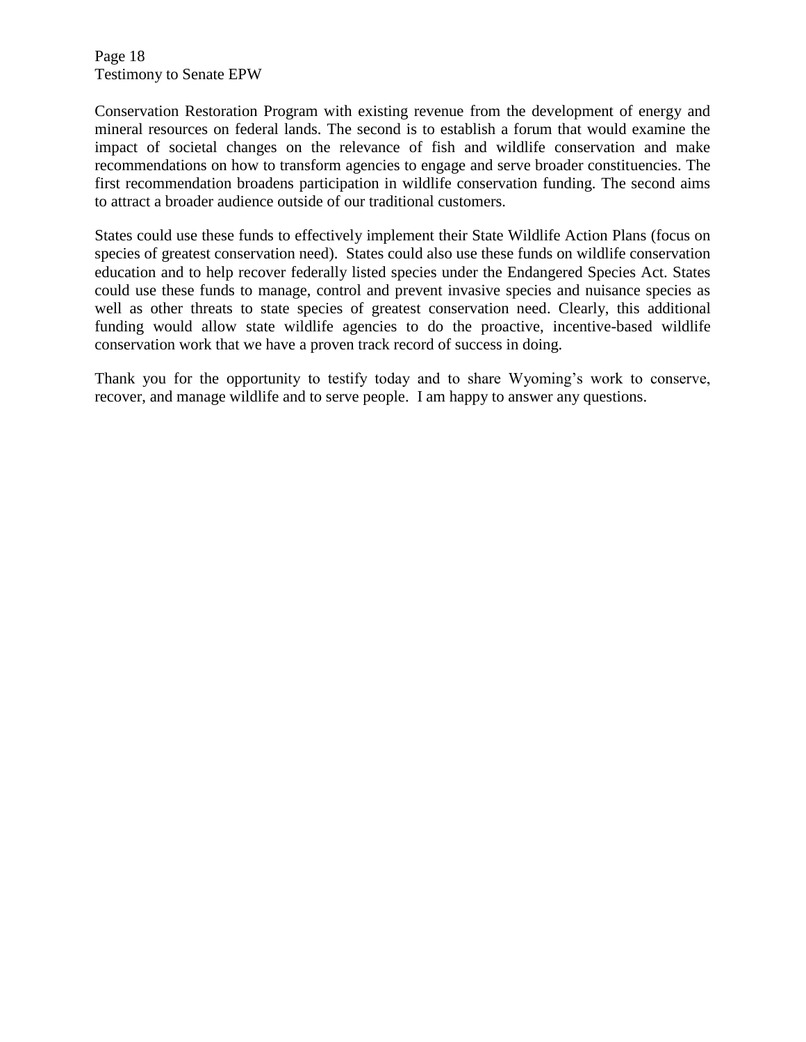Conservation Restoration Program with existing revenue from the development of energy and mineral resources on federal lands. The second is to establish a forum that would examine the impact of societal changes on the relevance of fish and wildlife conservation and make recommendations on how to transform agencies to engage and serve broader constituencies. The first recommendation broadens participation in wildlife conservation funding. The second aims to attract a broader audience outside of our traditional customers.

States could use these funds to effectively implement their State Wildlife Action Plans (focus on species of greatest conservation need). States could also use these funds on wildlife conservation education and to help recover federally listed species under the Endangered Species Act. States could use these funds to manage, control and prevent invasive species and nuisance species as well as other threats to state species of greatest conservation need. Clearly, this additional funding would allow state wildlife agencies to do the proactive, incentive-based wildlife conservation work that we have a proven track record of success in doing.

Thank you for the opportunity to testify today and to share Wyoming's work to conserve, recover, and manage wildlife and to serve people. I am happy to answer any questions.